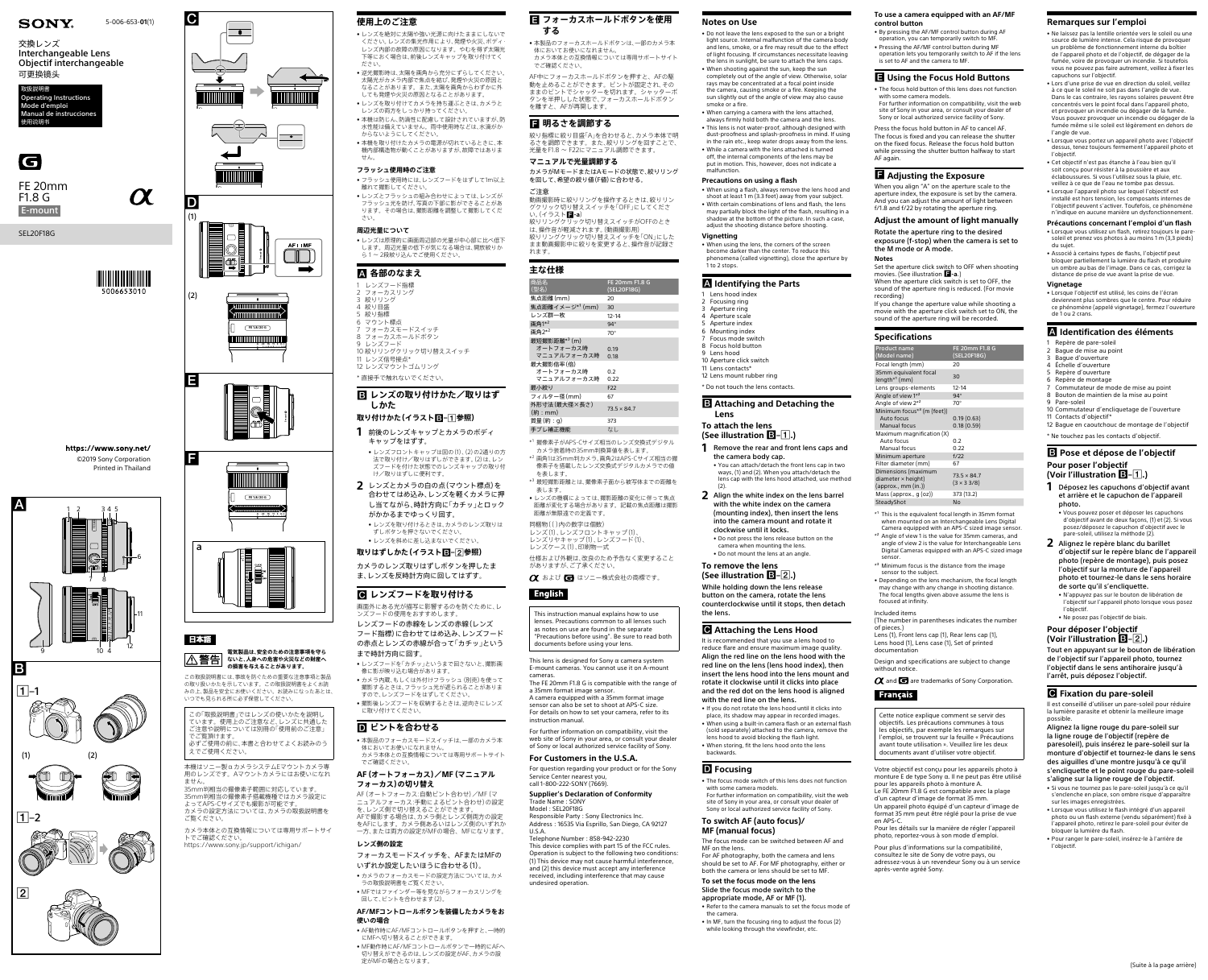SONY

5-006-653-01(1)

交換レンズ
Interchangeable Lens
Objectif interchangeable
可更换镜头

取扱説明書
Operating Instructions
Mode d'emploi
Manual de instrucciones
使用说明书

FE 20mm F1.8 G
E-mount

SEL20F18G

5006653010

https://www.sony.net/
©2019 Sony Corporation
Printed in Thailand

## 日本語

⚠警告 電気製品は、安全のための注意事項を守らないと、人身への危害や火災などの財産への損害を与えることがあります。

この取扱説明書には、事故を防ぐための重要な注意事項と製品の取り扱いかたを示しています。この取扱説明書をよくお読みの上、製品を安全にお使いください。お読みになったあとは、いつでも見られる所に必ず保管してください。

この「取扱説明書」ではレンズの使いかたを説明しています。使用上のご注意など、レンズに共通したご注意や説明については別冊の「使用前のご注意」でご覧頂けます。必ずご使用の前に、本書と合わせてよくお読みのうえでご使用ください。

本機はソニー製αカメラシステムEマウントカメラ専用のレンズです。Aマウントカメラにはお使いになれません。
35mm判相当の撮像素子範囲に対応しています。
35mm判相当の撮像素子搭載機種ではカメラ設定によってAPS-Cサイズでも撮影が可能です。
カメラの設定方法については、カメラの取扱説明書をご覧ください。

カメラ本体との互換性情報については専用サポートサイトでご確認ください。
https://www.sony.jp/support/ichigan/

### 使用上のご注意

- レンズを絶対に太陽や強い光源に向けたままにしないでください。レンズの集光作用により、発煙や火災、ボディ・レンズ内部の故障の原因になります。やむを得ず太陽光下等において撮影する場合は、前後レンズキャップを取り付けてください。
- 逆光撮影時は、太陽を画角から充分にずらしてください。太陽光がカメラ内部で焦点を結び、発煙や火災の原因となることがあります。また、太陽を画角からわずかに外しても発煙や火災の原因となることがあります。
- レンズを取り付けてカメラを持ち運ぶときは、カメラとレンズの両方をしっかり持ってください。
- 本機は防じん、防滴性に配慮して設計されていますが、防水性能は備えていません。雨中使用時などは、水滴がかからないようにしてください。
- 本機を取り付けたカメラの電源が切れているときに、本機内部構造物が動くことがありますが、故障ではありません。

#### フラッシュ使用時のご注意

- フラッシュ使用時には、レンズフードをはずして1m以上離れて撮影してください。
- レンズとフラッシュの組み合わせによっては、レンズがフラッシュ光を遮り、写真の下部に影ができることがあります。その場合は、撮影距離を調整して撮影してください。

#### 周辺光量について

- レンズは原理的に画面周辺部の光量が中心部に比べ低下します。周辺光量の低下が気になる場合は、開放絞りから1～2段絞り込んでご使用ください。

### A 各部のなまえ

1 レンズフード指標
2 フォーカスリング
3 絞りリング
4 絞り目盛
5 絞り指標
6 マウント標点
7 フォーカスモードスイッチ
8 フォーカスホールドボタン
9 レンズフード
10 絞りリングクリック切り替えスイッチ
11 レンズ信号接点*
12 レンズマウントゴムリング

* 直接手で触れないでください。

### B レンズの取り付けかた／取りはずしかた

#### 取り付けかた（イラストB-1参照）

1 前後のレンズキャップとカメラのボディキャップをはずす。
- レンズフロントキャップは図の(1)、(2)の2通りの方法で取り付け／取りはずしができます。(2)は、レンズフードを付けた状態でのレンズキャップの取り付け／取りはずしに便利です。

2 レンズとカメラの白の点（マウント標点）を合わせては込み、レンズを軽くカメラに押し当てながら、時計方向に「カチッ」とロックがかかるまでゆっくり回す。
- レンズを取り付けるときは、カメラのレンズ取りはずしボタンを押さないでください。
- レンズを斜めに差し込まないでください。

#### 取りはずしかた（イラストB-2参照）

カメラのレンズ取りはずしボタンを押したまま、レンズを反時計方向に回してはずす。

### C レンズフードを取り付ける

画面外にある光が描写に影響するのを防ぐために、レンズフードの使用をおすすめします。

レンズフードの赤線をレンズの赤線（レンズフード指標）に合わせては込み、レンズフードの赤点とレンズの赤線が合って「カチッ」というまで時計方向に回す。

- レンズフードを「カチッ」というまで回さないと、撮影画像に影が映り込む場合があります。
- カメラ内蔵、もしくは外付けフラッシュ（別売）を使って撮影するときは、フラッシュ光が遮られることがありますので、レンズフードをはずしてください。
- 撮影後レンズフードを収納するときは、逆向きにレンズに取り付けてください。

### D ピントを合わせる

- 本製品のフォーカスモードスイッチは、一部のカメラ本体においてお使いになれません。
カメラ本体との互換性情報については専用サポートサイトでご確認ください。

#### AF（オートフォーカス）／MF（マニュアルフォーカス）の切り替え

AF（オートフォーカス:自動ピント合わせ）／MF（マニュアルフォーカス:手動によるピント合わせ）の設定を、レンズ側で切り替えることができます。
AFで撮影する場合は、カメラ側とレンズ側両方の設定をAFにします。カメラ側あるいはレンズ側のいずれか一方、または両方の設定がMFの場合、MFになります。

#### レンズ側の設定

フォーカスモードスイッチを、AFまたはMFのいずれか設定したいほうに合わせる(1)。

- カメラのフォーカスモードの設定方法については、カメラの取扱説明書をご覧ください。
- MFではファインダー等を見ながらフォーカスリングを回して、ピントを合わせます(2)。

#### AF/MFコントロールボタンを装備したカメラをお使いの場合

- AF動作時にAF/MFコントロールボタンを押すと、一時的にMFへ切り替えることができます。
- MF動作時にAF/MFコントロールボタンで一時的にAFへ切り替えができるのは、レンズの設定がAF、カメラの設定がMFの場合となります。

### E フォーカスホールドボタンを使用する

- 本製品のフォーカスホールドボタンは、一部のカメラ本体においてお使いになれません。
カメラ本体との互換性情報については専用サポートサイトでご確認ください。

AF中にフォーカスホールドボタンを押すと、AFの駆動を止めることができます。ピントが固定され、そのままのピントでシャッターを切れます。シャッターボタンを半押しした状態で、フォーカスホールドボタンを離すと、AFが再開します。

### F 明るさを調節する

絞り指標に絞り目盛「A」を合わせると、カメラ本体で明るさを調節できます。また、絞りリングを回すことで、光量をF1.8～F22にマニュアル調節できます。

#### マニュアルで光量調節する

カメラがMモードまたはAモードの状態で、絞りリングを回して、希望の絞り値（F値）に合わせる。

#### ご注意

動画撮影時に絞りリングを操作するときは、絞りリングクリック切り替えスイッチを「OFF」にしてください。（イラストF-a）
絞りリングクリック切り替えスイッチがOFFのときは、操作音が軽減されます。（動画撮影用）
絞りリングクリック切り替えスイッチを「ON」にしたまま動画撮影中に絞りを変更すると、操作音が記録されます。

### 主な仕様

| 商品名（型名） | FE 20mm F1.8 G (SEL20F18G) |
|---|---|
| 焦点距離(mm) | 20 |
| 焦点距離イメージ*1 (mm) | 30 |
| レンズ群ー枚 | 12-14 |
| 画角1*2 | 94° |
| 画角2*2 | 70° |
| 最短撮影距離*3 (m) | |
| オートフォーカス時 | 0.19 |
| マニュアルフォーカス時 | 0.18 |
| 最大撮影倍率(倍) | |
| オートフォーカス時 | 0.2 |
| マニュアルフォーカス時 | 0.22 |
| 最小絞り | F22 |
| フィルター径(mm) | 67 |
| 外形寸法（最大径×長さ）（約：mm） | 73.5 × 84.7 |
| 質量(約：g) | 373 |
| 手ブレ補正機能 | なし |

*1 撮像素子がAPS-Cサイズ相当のレンズ交換式デジタルカメラ装着時の35mm判換算値を表します。
*2 画角1は35mm判カメラ、画角2はAPS-Cサイズ相当の撮像素子を搭載したレンズ交換式デジタルカメラでの値を表します。
*3 最短撮影距離とは、撮像素子面から被写体までの距離を表します。
- レンズの機構によっては、撮影距離の変化に伴って焦点距離が変化する場合があります。記載の焦点距離は撮影距離が無限遠での定義です。

同梱物（（）内の数字は個数）
レンズ(1)、レンズフロントキャップ(1)、レンズリヤキャップ(1)、レンズフード(1)、レンズケース(1)、印刷物一式

仕様および外観は、改良のため予告なく変更することがありますが、ご了承ください。

α および G はソニー株式会社の商標です。

## English

This instruction manual explains how to use lenses. Precautions common to all lenses such as notes on use are found in the separate "Precautions before using" sheet. Be sure to read both documents before using your lens.

This lens is designed for Sony α camera system E-mount cameras. You cannot use it on A-mount cameras.

The FE 20mm F1.8 G is compatible with the range of a 35mm format image sensor.
A camera equipped with a 35mm format image sensor can also be set to shoot at APS-C size.
For details on how to set your camera, refer to its instruction manual.

For further information on compatibility, visit the web site of Sony in your area, or consult your dealer of Sony or local authorized service facility of Sony.

### For Customers in the U.S.A.

For question regarding your product or for the Sony Service Center nearest you, call 1-800-222-SONY (7669).

#### Supplier's Declaration of Conformity

Trade Name : SONY
Model : SEL20F18G
Responsible Party : Sony Electronics Inc.
Address : 16535 Via Esprillo, San Diego, CA 92127 U.S.A.
Telephone Number : 858-942-2230
This device complies with part 15 of the FCC rules. Operation is subject to the following two conditions: (1) This device may not cause harmful interference, and (2) this device must accept any interference received, including interference that may cause undesired operation.

### Notes on Use

- Do not leave the lens exposed to the sun or a bright light source. Internal malfunction of the camera body and lens, smoke, or a fire may result due to the effect of light focusing. If circumstances necessitate leaving the lens in sunlight, be sure to attach the lens caps.
- When shooting against the sun, keep the sun completely out of the angle of view. Otherwise, solar rays may be concentrated at a focal point inside the camera, causing smoke or a fire. Keeping the sun slightly out of the angle of view may also cause smoke or a fire.
- When carrying a camera with the lens attached, always firmly hold both the camera and the lens.
- This lens is not water-proof, although designed with dust-proofness and splash-proofness in mind. If using in the rain etc., keep water drops away from the lens.
- While a camera with the lens attached is turned off, the internal components of the lens may be put in motion. This, however, does not indicate a malfunction.

#### Precautions on using a flash

- When using a flash, always remove the lens hood and shoot at least 1 m (3.3 feet) away from your subject.
- With certain combinations of lens and flash, the lens may partially block the light of the flash, resulting in a shadow at the bottom of the picture. In such a case, adjust the shooting distance before shooting.

#### Vignetting

- When using the lens, the corners of the screen become darker than the center. To reduce this phenomena (called vignetting), close the aperture by 1 to 2 stops.

### A Identifying the Parts

1 Lens hood index
2 Focusing ring
3 Aperture ring
4 Aperture scale
5 Aperture index
6 Mounting index
7 Focus mode switch
8 Focus hold button
9 Lens hood
10 Aperture click switch
11 Lens contacts*
12 Lens mount rubber ring

* Do not touch the lens contacts.

### B Attaching and Detaching the Lens

#### To attach the lens (See illustration B-1.)

1 Remove the rear and front lens caps and the camera body cap.
- You can attach/detach the front lens cap in two ways, (1) and (2). When you attach/detach the lens cap with the lens hood attached, use method (2).

2 Align the white index on the lens barrel with the white index on the camera (mounting index), then insert the lens into the camera mount and rotate it clockwise until it locks.
- Do not press the lens release button on the camera when mounting the lens.
- Do not mount the lens at an angle.

#### To remove the lens (See illustration B-2.)

While holding down the lens release button on the camera, rotate the lens counterclockwise until it stops, then detach the lens.

### C Attaching the Lens Hood

It is recommended that you use a lens hood to reduce flare and ensure maximum image quality.

Align the red line on the lens hood with the red line on the lens (lens hood index), then insert the lens hood into the lens mount and rotate it clockwise until it clicks into place and the red dot on the lens hood is aligned with the red line on the lens.

- If you do not rotate the lens hood until it clicks into place, its shadow may appear in recorded images.
- When using a built-in camera flash or an external flash (sold separately) attached to the camera, remove the lens hood to avoid blocking the flash light.
- When storing, fit the lens hood onto the lens backwards.

### D Focusing

- The focus mode switch of this lens does not function with some camera models.
For further information on compatibility, visit the web site of Sony in your area, or consult your dealer of Sony or local authorized service facility of Sony.

#### To switch AF (auto focus)/MF (manual focus)

The focus mode can be switched between AF and MF on the lens.
For AF photography, both the camera and lens should be set to AF. For MF photography, either or both the camera or lens should be set to MF.

#### To set the focus mode on the lens

Slide the focus mode switch to the appropriate mode, AF or MF (1).

- Refer to the camera manuals to set the focus mode of the camera.
- In MF, turn the focusing ring to adjust the focus (2) while looking through the viewfinder, etc.

#### To use a camera equipped with an AF/MF control button

- By pressing the AF/MF control button during AF operation, you can temporarily switch to MF.
- Pressing the AF/MF control button during MF operation lets you temporarily switch to AF if the lens is set to AF and the camera to MF.

### E Using the Focus Hold Buttons

- The focus hold button of this lens does not function with some camera models.
For further information on compatibility, visit the web site of Sony in your area, or consult your dealer of Sony or local authorized service facility of Sony.

Press the focus hold button in AF to cancel AF. The focus is fixed and you can release the shutter on the fixed focus. Release the focus hold button while pressing the shutter button halfway to start AF again.

### F Adjusting the Exposure

When you align "A" on the aperture scale to the aperture index, the exposure is set by the camera. And you can adjust the amount of light between f/1.8 and f/22 by rotating the aperture ring.

#### Adjust the amount of light manually

Rotate the aperture ring to the desired exposure (f-stop) when the camera is set to the M mode or A mode.

#### Notes

Set the aperture click switch to OFF when shooting movies. (See illustration F-a.)
When the aperture click switch is set to OFF, the sound of the aperture ring is reduced. (For movie recording)
If you change the aperture value while shooting a movie with the aperture click switch set to ON, the sound of the aperture ring will be recorded.

### Specifications

| Product name (Model name) | FE 20mm F1.8 G (SEL20F18G) |
|---|---|
| Focal length (mm) | 20 |
| 35mm equivalent focal length*1 (mm) | 30 |
| Lens groups-elements | 12-14 |
| Angle of view 1*2 | 94° |
| Angle of view 2*2 | 70° |
| Minimum focus*3 (m (feet)) | |
| Auto focus | 0.19 (0.63) |
| Manual focus | 0.18 (0.59) |
| Maximum magnification (X) | |
| Auto focus | 0.2 |
| Manual focus | 0.22 |
| Minimum aperture | f/22 |
| Filter diameter (mm) | 67 |
| Dimensions (maximum diameter × height) (approx., mm (in.)) | 73.5 × 84.7 (3 × 3 3/8) |
| Mass (approx., g (oz)) | 373 (13.2) |
| SteadyShot | No |

*1 This is the equivalent focal length in 35mm format when mounted on an Interchangeable Lens Digital Camera equipped with an APS-C sized image sensor.
*2 Angle of view 1 is the value for 35mm cameras, and angle of view 2 is the value for Interchangeable Lens Digital Cameras equipped with an APS-C sized image sensor.
*3 Minimum focus is the distance from the image sensor to the subject.
- Depending on the lens mechanism, the focal length may change with any change in shooting distance. The focal lengths given above assume the lens is focused at infinity.

Included items
(The number in parentheses indicates the number of pieces.)
Lens (1), Front lens cap (1), Rear lens cap (1), Lens hood (1), Lens case (1), Set of printed documentation

Design and specifications are subject to change without notice.

α and G are trademarks of Sony Corporation.

## Français

Cette notice explique comment se servir des objectifs. Les précautions communes à tous les objectifs, par exemple les remarques sur l'emploi, se trouvent sur la feuille « Précautions avant toute utilisation ». Veuillez lire les deux documents avant d'utiliser votre objectif.

Votre objectif est conçu pour les appareils photo à monture E de type Sony α. Il ne peut pas être utilisé pour les appareils photo à monture A.
Le FE 20mm F1.8 G est compatible avec la plage d'un capteur d'image de format 35 mm.
Un appareil photo équipé d'un capteur d'image de format 35 mm peut être réglé pour la prise de vue en APS-C.
Pour les détails sur la manière de régler l'appareil photo, reportez-vous à son mode d'emploi.

Pour plus d'informations sur la compatibilité, consultez le site de Sony de votre pays, ou adressez-vous à un revendeur Sony ou à un service après-vente agréé Sony.

### Remarques sur l'emploi

- Ne laissez pas la lentille orientée vers le soleil ou une source de lumière intense. Cela risque de provoquer un problème de fonctionnement interne du boîtier de l'appareil photo et de l'objectif, de dégager de la fumée, voire de provoquer un incendie. Si toutefois vous ne pouvez pas faire autrement, veillez à fixer les capuchons sur l'objectif.
- Lors d'une prise de vue en direction du soleil, veillez à ce que le soleil ne soit pas dans l'angle de vue. Dans le cas contraire, les rayons solaires peuvent être concentrés vers le point focal dans l'appareil photo, et provoquer un incendie ou dégager de la fumée. Vous pouvez provoquer un incendie ou dégager de la fumée même si le soleil est légèrement en dehors de l'angle de vue.
- Lorsque vous portez un appareil photo avec l'objectif dessus, tenez toujours fermement l'appareil photo et l'objectif.
- Cet objectif n'est pas étanche à l'eau bien qu'il soit conçu pour résister à la poussière et aux éclaboussures. Si vous l'utilisez sous la pluie, etc. veillez à ce que de l'eau ne tombe pas dessus.
- Lorsque l'appareil photo sur lequel l'objectif est installé est hors tension, les composants internes de l'objectif peuvent s'activer. Toutefois, ce phénomène n'indique en aucune manière un dysfonctionnement.

#### Précautions concernant l'emploi d'un flash

- Lorsque vous utilisez un flash, retirez toujours le pare-soleil et prenez vos photos à au moins 1 m (3,3 pieds) du sujet.
- Associé à certains types de flashs, l'objectif peut bloquer partiellement la lumière du flash et produire un ombre au bas de l'image. Dans ce cas, corrigez la distance de prise de vue avant la prise de vue.

#### Vignetage

- Lorsque l'objectif est utilisé, les coins de l'écran deviennent plus sombres que le centre. Pour réduire ce phénomène (appelé vignetage), fermez l'ouverture de 1 ou 2 crans.

### A Identification des éléments

1 Repère de pare-soleil
2 Bague de mise au point
3 Bague d'ouverture
4 Échelle d'ouverture
5 Repère d'ouverture
6 Repère de montage
7 Commutateur de mode de mise au point
8 Bouton de maintien de la mise au point
9 Pare-soleil
10 Commutateur d'encliquetage de l'ouverture
11 Contacts d'objectif*
12 Bague en caoutchouc de montage de l'objectif

* Ne touchez pas les contacts d'objectif.

### B Pose et dépose de l'objectif

#### Pour poser l'objectif (Voir l'illustration B-1.)

1 Déposez les capuchons d'objectif avant et arrière et le capuchon de l'appareil photo.
- Vous pouvez poser et déposer les capuchons d'objectif avant de deux façons, (1) et (2). Si vous posez/déposez le capuchon d'objectif avec le pare-soleil, utilisez la méthode (2).

2 Alignez le repère blanc du barillet d'objectif sur le repère blanc de l'appareil photo (repère de montage), puis posez l'objectif sur la monture de l'appareil photo et tournez-le dans le sens horaire de sorte qu'il s'encliquette.
- N'appuyez pas sur le bouton de libération de l'objectif sur l'appareil photo lorsque vous posez l'objectif.
- Ne posez pas l'objectif de biais.

#### Pour déposer l'objectif (Voir l'illustration B-2.)

Tout en appuyant sur le bouton de libération de l'objectif sur l'appareil photo, tournez l'objectif dans le sens antihoraire jusqu'à l'arrêt, puis déposez l'objectif.

### C Fixation du pare-soleil

Il est conseillé d'utiliser un pare-soleil pour réduire la lumière parasite et obtenir la meilleure image possible.

Alignez la ligne rouge du pare-soleil sur la ligne rouge de l'objectif (repère de paresoleil), puis insérez le pare-soleil sur la monture d'objectif et tournez-le dans le sens des aiguilles d'une montre jusqu'à ce qu'il s'encliquette et le point rouge du pare-soleil s'aligne sur la ligne rouge de l'objectif.

- Si vous ne tournez pas le pare-soleil jusqu'à ce qu'il s'enclenche en place, son ombre risque d'apparaître sur les images enregistrées.
- Lorsque vous utilisez le flash intégré d'un appareil photo ou un flash externe (vendu séparément) fixé à l'appareil photo, retirez le pare-soleil pour éviter de bloquer la lumière du flash.
- Pour ranger le pare-soleil, insérez-le à l'arrière de l'objectif.

(Suite à la page arrière)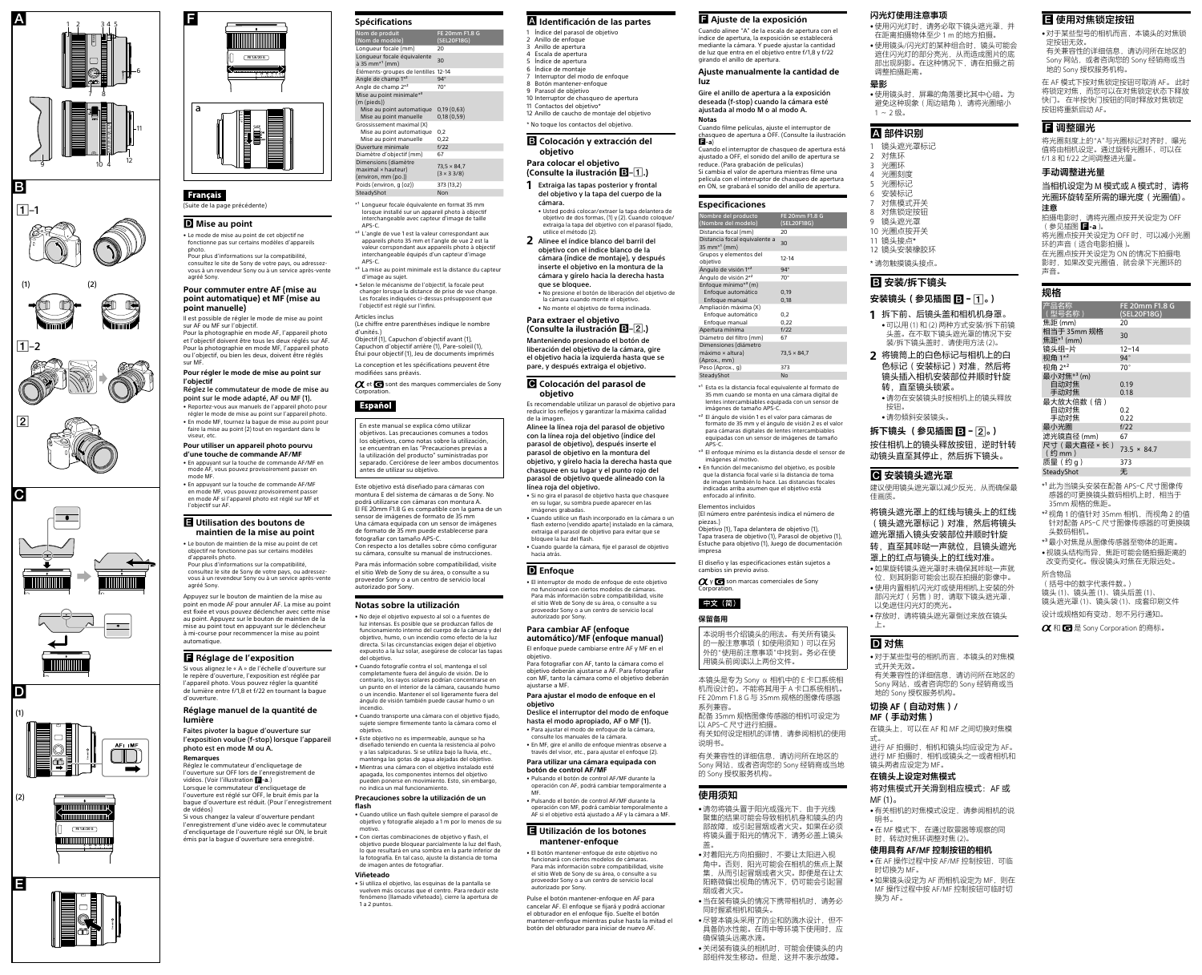## Français

(Suite de la page précédente)

### D Mise au point

- Le mode de mise au point de cet objectif ne fonctionne pas sur certains modèles d'appareils photo.
  Pour plus d'informations sur la compatibilité, consultez le site de Sony de votre pays, ou adressez-vous à un revendeur Sony ou à un service après-vente agréé Sony.

#### Pour commuter entre AF (mise au point automatique) et MF (mise au point manuelle)

Il est possible de régler le mode de mise au point sur AF ou MF sur l'objectif.
Pour la photographie en mode AF, l'appareil photo et l'objectif doivent être tous les deux réglés sur AF. Pour la photographie en mode MF, l'appareil photo ou l'objectif, ou bien les deux, doivent être réglés sur MF.

**Pour régler le mode de mise au point sur l'objectif**

**Réglez le commutateur de mode de mise au point sur le mode adapté, AF ou MF (1).**

- Reportez-vous aux manuels de l'appareil photo pour régler le mode de mise au point sur l'appareil photo.
- En mode MF, tournez la bague de mise au point pour faire la mise au point (2) tout en regardant dans le viseur, etc.

**Pour utiliser un appareil photo pourvu d'une touche de commande AF/MF**

- En appuyant sur la touche de commande AF/MF en mode AF, vous pouvez provisoirement passer en mode MF.
- En appuyant sur la touche de commande AF/MF en mode MF, vous pouvez provisoirement passer en mode AF si l'appareil photo est réglé sur MF et l'objectif sur AF.

### E Utilisation des boutons de maintien de la mise au point

- Le bouton de maintien de la mise au point de cet objectif ne fonctionne pas sur certains modèles d'appareils photo.
  Pour plus d'informations sur la compatibilité, consultez le site de Sony de votre pays, ou adressez-vous à un revendeur Sony ou à un service après-vente agréé Sony.

Appuyez sur le bouton de maintien de la mise au point en mode AF pour annuler AF. La mise au point est fixée et vous pouvez déclencher avec cette mise au point. Appuyez sur le bouton de maintien de la mise au point tout en appuyant sur le déclencheur à mi-course pour recommencer la mise au point automatique.

### F Réglage de l'exposition

Si vous alignez le « A » de l'échelle d'ouverture sur le repère d'ouverture, l'exposition est réglée par l'appareil photo. Vous pouvez régler la quantité de lumière entre f/1,8 et f/22 en tournant la bague d'ouverture.

#### Réglage manuel de la quantité de lumière

**Faites pivoter la bague d'ouverture sur l'exposition voulue (f-stop) lorsque l'appareil photo est en mode M ou A.**

**Remarques**

Réglez le commutateur d'encliquetage de l'ouverture sur OFF lors de l'enregistrement de vidéos. (Voir l'illustration F-a.)
Lorsque le commutateur d'encliquetage de l'ouverture est réglé sur OFF, le bruit émis par la bague d'ouverture est réduit. (Pour l'enregistrement de vidéos)
Si vous changez la valeur d'ouverture pendant l'enregistrement d'une vidéo avec le commutateur d'encliquetage de l'ouverture réglé sur ON, le bruit émis par la bague d'ouverture sera enregistré.

### Spécifications

| Nom de produit (Nom de modèle) | FE 20mm F1.8 G (SEL20F18G) |
|---|---|
| Longueur focale (mm) | 20 |
| Longueur focale équivalente à 35 mm*1 (mm) | 30 |
| Éléments-groupes de lentilles | 12-14 |
| Angle de champ 1*2 | 94° |
| Angle de champ 2*2 | 70° |
| Mise au point minimale*3 (m (pieds)) | |
| Mise au point automatique | 0,19 (0,63) |
| Mise au point manuelle | 0,18 (0,59) |
| Grossissement maximal (X) | |
| Mise au point automatique | 0,2 |
| Mise au point manuelle | 0,22 |
| Ouverture minimale | f/22 |
| Diamètre d'objectif (mm) | 67 |
| Dimensions (diamètre maximal × hauteur) (environ, mm (po.)) | 73,5 × 84,7 (3 × 3 3/8) |
| Poids (environ, g (oz)) | 373 (13,2) |
| SteadyShot | Non |

*1 Longueur focale équivalente en format 35 mm lorsque installé sur un appareil photo à objectif interchangeable avec capteur d'image de taille APS-C.
*2 L'angle de vue 1 est la valeur correspondant aux appareils photo 35 mm et l'angle de vue 2 est la valeur correspondant aux appareils photo à objectif interchangeable avec capteur d'image de taille APS-C.
*3 La mise au point minimale est la distance du capteur d'image au sujet.

- Selon le mécanisme de l'objectif, la focale peut changer lorsque la distance de prise de vue change. Les focales indiquées ci-dessus présupposent que l'objectif est réglé sur l'infini.

Articles inclus
(Le chiffre entre parenthèses indique le nombre d'unités.)
Objectif (1), Capuchon d'objectif avant (1), Capuchon d'objectif arrière (1), Pare-soleil (1), Étui pour objectif (1), Jeu de documents imprimés

La conception et les spécifications peuvent être modifiées sans préavis.

α et G sont des marques commerciales de Sony Corporation.

## Español

En este manual se explica cómo utilizar objetivos. Las precauciones comunes a todos los objetivos, como notas sobre la utilización, se encuentran en las "Precauciones previas a la utilización del producto" suministradas por separado. Cerciórese de leer ambos documentos antes de utilizar su objetivo.

Este objetivo está diseñado para cámaras con montura E del sistema de cámaras α de Sony. No podrá utilizarse con cámaras con montura A.
El FE 20mm F1.8 G es compatible con la gama de un sensor de imágenes de formato de 35 mm
Una cámara equipada con un sensor de imágenes de formato de 35 mm puede establecerse para fotografiar con tamaño APS-C.
Con respecto a los detalles sobre cómo configurar su cámara, consulte su manual de instrucciones.

Para más información sobre compatibilidad, visite el sitio Web de Sony de su área, o consulte a su proveedor Sony o a un centro de servicio local autorizado por Sony.

### Notas sobre la utilización

- No deje el objetivo expuesto al sol o a fuentes de luz intensas. Es posible que se produzcan fallos de funcionamiento interno del cuerpo de la cámara y del objetivo, humo, o un incendio como efecto de la luz directa. Si las circunstancias exigen dejar el objetivo expuesto a la luz solar, asegúrese de colocar las tapas del objetivo.
- Cuando fotografíe contra el sol, mantenga el sol completamente fuera del ángulo de visión. De lo contrario, los rayos solares podrán concentrarse en un punto en el interior de la cámara, causando humo o un incendio. Aunque el sol esté ligeramente fuera del ángulo de visión también puede causar humo o un incendio.
- Cuando transporte una cámara con el objetivo fijado, sujete siempre firmemente tanto la cámara como el objetivo.
- Este objetivo no es impermeable, aunque se ha diseñado teniendo en cuenta la resistencia al polvo y a las salpicaduras. Si se utiliza bajo la lluvia, etc., mantenga las gotas de agua alejadas del objetivo.
- Mientras una cámara con el objetivo instalado esté apagada, los componentes internos del objetivo pueden moverse en movimiento. Esto, sin embargo, no indica un mal funcionamiento.

**Precauciones sobre la utilización de un flash**

- Cuando utilice un flash quite siempre el parasol de objetivo y fotografíe alejado a 1 m por lo menos de su motivo.
- Con ciertas combinaciones de objetivo y flash, el objetivo puede bloquear parcialmente la luz del flash, lo que resultará en una sombra en la parte inferior de la fotografía. En tal caso, ajuste la distancia de toma de imagen antes de fotografiar.

**Viñeteado**

- Si utiliza el objetivo, las esquinas de la pantalla se vuelven más oscuras que el centro. Para reducir este fenómeno (llamado viñeteado), cierre la apertura de 1 a 2 puntos.

### A Identificación de las partes

1 Índice del parasol de objetivo
2 Anillo de enfoque
3 Anillo de apertura
4 Escala de apertura
5 Índice de apertura
6 Índice de montaje
7 Interruptor del modo de enfoque
8 Botón mantener-enfoque
9 Parasol de objetivo
10 Interruptor de chasqueo de apertura
11 Contactos del objetivo*
12 Anillo de caucho de montaje del objetivo

\* No toque los contactos del objetivo.

### B Colocación y extracción del objetivo

#### Para colocar el objetivo (Consulte la ilustración B-1.)

1. **Extraiga las tapas posterior y frontal del objetivo y la tapa del cuerpo de la cámara.**
   - Usted podrá colocar/extraer la tapa delantera de objetivo de dos formas, (1) y (2). Cuando coloque/extraiga la tapa del objetivo con el parasol fijado, utilice el método (2).
2. **Alinee el índice blanco del barril del objetivo con el índice blanco de la cámara (índice de montaje), y después inserte el objetivo en la montura de la cámara y gírelo hacia la derecha hasta que se bloquee.**
   - No presione el botón de liberación del objetivo de la cámara cuando monte el objetivo.
   - No monte el objetivo de forma inclinada.

#### Para extraer el objetivo (Consulte la ilustración B-2.)

**Manteniendo presionado el botón de liberación del objetivo de la cámara, gire el objetivo hacia la izquierda hasta que se pare, y después extraiga el objetivo.**

### C Colocación del parasol de objetivo

Es recomendable utilizar un parasol de objetivo para reducir los reflejos y garantizar la máxima calidad de la imagen.

**Alinee la línea roja del parasol del objetivo con la línea roja del objetivo (índice del parasol de objetivo), después inserte el parasol del objetivo en la montura del objetivo, y gírelo hacia la derecha hasta que chasquee en su lugar y el punto rojo del parasol de objetivo quede alineado con la línea roja del objetivo.**

- Si no gira el parasol de objetivo hasta que chasquee en su lugar, su sombra puede aparecer en las imágenes grabadas.
- Cuando utilice un flash incorporado en la cámara o un flash externo (vendido aparte) instalado en la cámara, extraiga el parasol de objetivo para evitar que se bloquee la luz del flash.
- Cuando guarde la cámara, fije el parasol de objetivo hacia atrás.

### D Enfoque

- El interruptor de modo de enfoque de este objetivo no funcionará con ciertos modelos de cámaras. Para más información sobre compatibilidad, visite el sitio Web de Sony de su área, o consulte a su proveedor Sony o a un centro de servicio local autorizado por Sony.

#### Para cambiar AF (enfoque automático)/MF (enfoque manual)

El enfoque puede cambiarse entre AF y MF en el objetivo.
Para fotografiar con AF, tanto la cámara como el objetivo deberán ajustarse a AF. Para fotografiar con MF, tanto la cámara como el objetivo deberán ajustarse a MF.

**Para ajustar el modo de enfoque en el objetivo**

**Deslice el interruptor del modo de enfoque hasta el modo apropiado, AF o MF (1).**

- Para ajustar el modo de enfoque de la cámara, consulte los manuales de la cámara.
- En MF, gire el anillo de enfoque mientras observa a través del visor, etc., para ajustar el enfoque (2).

**Para utilizar una cámara equipada con botón de control AF/MF**

- Pulsando el botón de control AF/MF durante la operación con AF, podrá cambiar temporalmente a MF.
- Pulsando el botón de control AF/MF durante la operación con MF, podrá cambiar temporalmente a AF si el objetivo está ajustado a AF y la cámara a MF.

### E Utilización de los botones mantener-enfoque

- El botón mantener-enfoque de este objetivo no funcionará con ciertos modelos de cámaras. Para más información sobre compatibilidad, visite el sitio Web de Sony de su área, o consulte a su proveedor Sony o a un centro de servicio local autorizado por Sony.

Pulse el botón mantener-enfoque en AF para cancelar AF. El enfoque se fijará y podrá accionar el obturador en el enfoque fijo. Suelte el botón mantener-enfoque mientras pulse hasta la mitad el botón del obturador para iniciar de nuevo AF.

### F Ajuste de la exposición

Cuando alinee "A" de la escala de apertura con el índice de apertura, la exposición se establecerá mediante la cámara. Y puede ajustar la cantidad de luz que entra en el objetivo entre f/1,8 y f/22 girando el anillo de apertura.

#### Ajuste manualmente la cantidad de luz

**Gire el anillo de apertura a la exposición deseada (f-stop) cuando la cámara esté ajustada al modo M o al modo A.**

**Notas**

Cuando filme películas, ajuste el interruptor de chasqueo de apertura a OFF. (Consulte la ilustración F-a)
Cuando el interruptor de chasqueo de apertura está ajustado a OFF, el sonido del anillo de apertura se reduce. (Para grabación de películas)
Si cambia el valor de apertura mientras filme una película con el interruptor de chasqueo de apertura en ON, se grabará el sonido del anillo de apertura.

### Especificaciones

| Nombre del producto (Nombre del modelo) | FE 20mm F1.8 G (SEL20F18G) |
|---|---|
| Distancia focal (mm) | 20 |
| Distancia focal equivalente a 35 mm*1 (mm) | 30 |
| Grupos y elementos del objetivo | 12-14 |
| Ángulo de visión 1*2 | 94° |
| Ángulo de visión 2*2 | 70° |
| Enfoque mínimo*3 (m) | |
| Enfoque automático | 0,19 |
| Enfoque manual | 0,18 |
| Ampliación máxima (X) | |
| Enfoque automático | 0,2 |
| Enfoque manual | 0,22 |
| Apertura mínima | f/22 |
| Diámetro del filtro (mm) | 67 |
| Dimensiones (diámetro máximo × altura) (Aprox., mm) | 73,5 × 84,7 |
| Peso (Aprox., g) | 373 |
| SteadyShot | No |

*1 Esta es la distancia focal equivalente al formato de 35 mm cuando se monta en una cámara digital de lentes intercambiables equipada con un sensor de imágenes de tamaño APS-C.
*2 El ángulo de visión 1 es el valor para cámaras de formato de 35 mm y el ángulo de visión 2 es el valor para cámaras digitales de lentes intercambiables equipadas con un sensor de imágenes de tamaño APS-C.
*3 El enfoque mínimo es la distancia desde el sensor de imágenes al motivo.

- En función del mecanismo del objetivo, es posible que la distancia focal varíe si la distancia de toma de imagen también lo hace. Las distancias focales indicadas arriba asumen que el objetivo está enfocado al infinito.

Elementos incluidos
(El número entre paréntesis indica el número de piezas.)
Objetivo (1), Tapa delantera de objetivo (1), Tapa trasera de objetivo (1), Parasol de objetivo (1), Estuche para objetivo (1), Juego de documentación impresa

El diseño y las especificaciones están sujetos a cambios sin previo aviso.

α y G son marcas comerciales de Sony Corporation.

## 中文（简）

**保留备用**

本说明书介绍镜头的用法。有关所有镜头的一般注意事项（如使用须知）可以在另外的"使用前注意事项"中找到。务必在使用镜头前阅读以上两份文件。

本镜头是专为 Sony α 相机中的 E 卡口系统相机而设计的。不能将其用于 A 卡口系统相机。
FE 20mm F1.8 G 与 35mm 规格的图像传感器系列兼容。
配备 35mm 规格图像传感器的相机可设定为以 APS-C 尺寸进行拍摄。
有关如何设定相机的详情，请参阅相机的使用说明书。

有关兼容性的详细信息，请访问所在地区的 Sony 网站，或者咨询您的 Sony 经销商或当地的 Sony 授权服务机构。

### 使用须知

- 请勿将镜头置于阳光或强光下。由于光线聚焦的结果可能会导致相机机身和镜头的内部故障，或引起冒烟或火灾。如果在必须将镜头置于阳光的情况下，请务必盖上镜头盖。
- 对着阳光方向拍摄时，不要让太阳进入视角中。否则，阳光可能会在相机的焦点上聚集，从而引起冒烟或火灾。即使是在让太阳略微偏出视角的情况下，仍可能会引起冒烟或着火灾。
- 当在装有镜头的情况下携带相机时，请务必同时握紧相机和镜头。
- 尽管本镜头采用了防尘和防溅水设计，但不具备防水性能。在雨中等环境下使用时，应确保镜头远离水滴。
- 关闭装有镜头的相机时，可能会使镜头的内部组件发生移动。但是，这并不表示故障。

**闪光灯使用注意事项**

- 使用闪光灯时，请务必取下镜头遮光罩，并在距离拍摄物体至少 1 m 的地方拍摄。
- 使用镜头/闪光灯的某种组合时，镜头可能会遮住闪光灯的部分亮光，从而造成图片的底部出现阴影。在这种情况下，请在拍摄之前调整拍摄距离。

**晕影**

- 使用镜头时，屏幕的角落要比其中心暗。为避免这种现象（周边暗角），请将光圈缩小 1 ～ 2 级。

### A 部件识别

1 镜头遮光罩标记
2 对焦环
3 光圈环
4 光圈刻度
5 光圈标记
6 安装标记
7 对焦模式开关
8 对焦锁定按钮
9 镜头遮光罩
10 光圈点按开关
11 镜头接点*
12 镜头安装橡胶环

\* 请勿触碰镜头接点。

### B 安装/拆下镜头

#### 安装镜头（参见插图 B-1。）

1. **拆下前、后镜头盖和相机机身盖。**
   - 可以用 (1) 和 (2) 两种方式安装/拆下前镜头盖。在卸下镜头遮光罩的情况下安装/拆下镜头盖时，请使用方法 (2)。
2. **将镜筒上的白色标记与相机上的白色标记（安装标记）对准，然后将镜头插入相机安装部位并顺时针旋转，直至镜头锁紧。**
   - 请勿在安装镜头时按相机上的镜头释放按钮。
   - 请勿倾斜安装镜头。

#### 拆下镜头（参见插图 B-2。）

**按住相机上的镜头释放按钮，逆时针转动镜头直至其停止，然后拆下镜头。**

### C 安装镜头遮光罩

建议使用镜头遮光罩以减少反光，从而确保最佳画质。

**将镜头遮光罩上的红线与镜头上的红线（镜头遮光罩标记）对准，然后将镜头遮光罩插入镜头安装部位并顺时针旋转，直至其咔哒一声就位，且镜头遮光罩上的红点与镜头上的红线对准。**

- 如果旋转镜头遮光罩时未确保其咔哒一声就位，则其阴影可能会出现在拍摄的影像中。
- 使用内置相机闪光灯或使用相机上安装的外部闪光灯（另售）时，请取下镜头遮光罩，以免遮住闪光灯的亮光。
- 存放时，请将镜头遮光罩倒过来放在镜头上。

### D 对焦

- 对于某些型号的相机而言，本镜头的对焦模式开关无效。
  有关兼容性的详细信息，请访问所在地区的 Sony 网站，或者咨询您的 Sony 经销商或当地的 Sony 授权服务机构。

#### 切换 AF（自动对焦）/MF（手动对焦）

在镜头上，可以在 AF 和 MF 之间切换对焦模式。
进行 AF 拍摄时，相机和镜头均应设定为 AF。进行 MF 拍摄时，相机或镜头之一或者相机和镜头两者应设定为 MF。

**在镜头上设定对焦模式**

**将对焦模式开关滑到相应模式：AF 或 MF (1)。**

- 有关相机的对焦模式设定，请参阅相机的说明书。
- 在 MF 模式下，在通过取景器等观察的同时，转动对焦环进行对焦 (2)。

**使用具有 AF/MF 控制按钮的相机**

- 在 AF 操作过程中按 AF/MF 控制按钮，可临时切换为 MF。
- 如果镜头设定为 AF 而相机设定为 MF，则在 MF 操作过程中按 AF/MF 控制按钮可临时切换为 AF。

### E 使用对焦锁定按钮

- 对于某些型号的相机而言，本镜头的对焦锁定按钮无效。
  有关兼容性的详细信息，请访问所在地区的 Sony 网站，或者咨询您的 Sony 经销商或当地的 Sony 授权服务机构。

在 AF 模式下按对焦锁定按钮可取消 AF。此时将锁定对焦，然后您可以在对焦锁定状态下释放快门。在半按快门按钮的同时释放对焦锁定按钮将重新启动 AF。

### F 调整曝光

将光圈刻度上的"A"与光圈标记对齐时，曝光值将由相机设定。通过旋转光圈环，可以在 f/1.8 和 f/22 之间调整进光量。

#### 手动调整进光量

**当相机设定为 M 模式或 A 模式时，请将光圈环旋转至所需的曝光度（光圈值）。**

**注意**

拍摄电影时，请将光圈点按开关设定为 OFF（参见插图 F-a）。
将光圈点按开关设定为 OFF 时，可以减小光圈环的声音（适合电影拍摄）。
在光圈点按开关设定为 ON 的情况下拍摄电影时，如果改变光圈值，就会录下光圈环的声音。

### 规格

| 产品名称（型号名称） | FE 20mm F1.8 G (SEL20F18G) |
|---|---|
| 焦距 (mm) | 20 |
| 相当于 35mm 规格焦距*1 (mm) | 30 |
| 镜头组-片 | 12–14 |
| 视角 1*2 | 94° |
| 视角 2*2 | 70° |
| 最小对焦*3 (m) | |
| 自动对焦 | 0.19 |
| 手动对焦 | 0.18 |
| 最大放大倍数（倍） | |
| 自动对焦 | 0.2 |
| 手动对焦 | 0.22 |
| 最小光圈 | f/22 |
| 遮光镜直径 (mm) | 67 |
| 尺寸（最大直径 × 长）（约 mm） | 73.5 × 84.7 |
| 质量（约 g） | 373 |
| SteadyShot | 无 |

*1 此为当镜头安装在配备 APS-C 尺寸图像传感器的可更换镜头数码相机上时，相当于 35mm 规格的焦距。
*2 视角 1 的值针对 35mm 相机，而视角 2 的值针对配备 APS-C 尺寸图像传感器的可更换镜头数码相机。
*3 最小对焦是从图像传感器至物体的距离。

- 视镜头结构而异，焦距可能会随拍摄距离的改变而变化。假设镜头对焦在无限远处。

所含物品
（括号中的数字代表件数。）
镜头 (1)、镜头盖 (1)、镜头后盖 (1)、镜头遮光罩 (1)、镜头袋 (1)、成套印刷文件

设计或规格如有变动，恕不另行通知。

α 和 G 是 Sony Corporation 的商标。